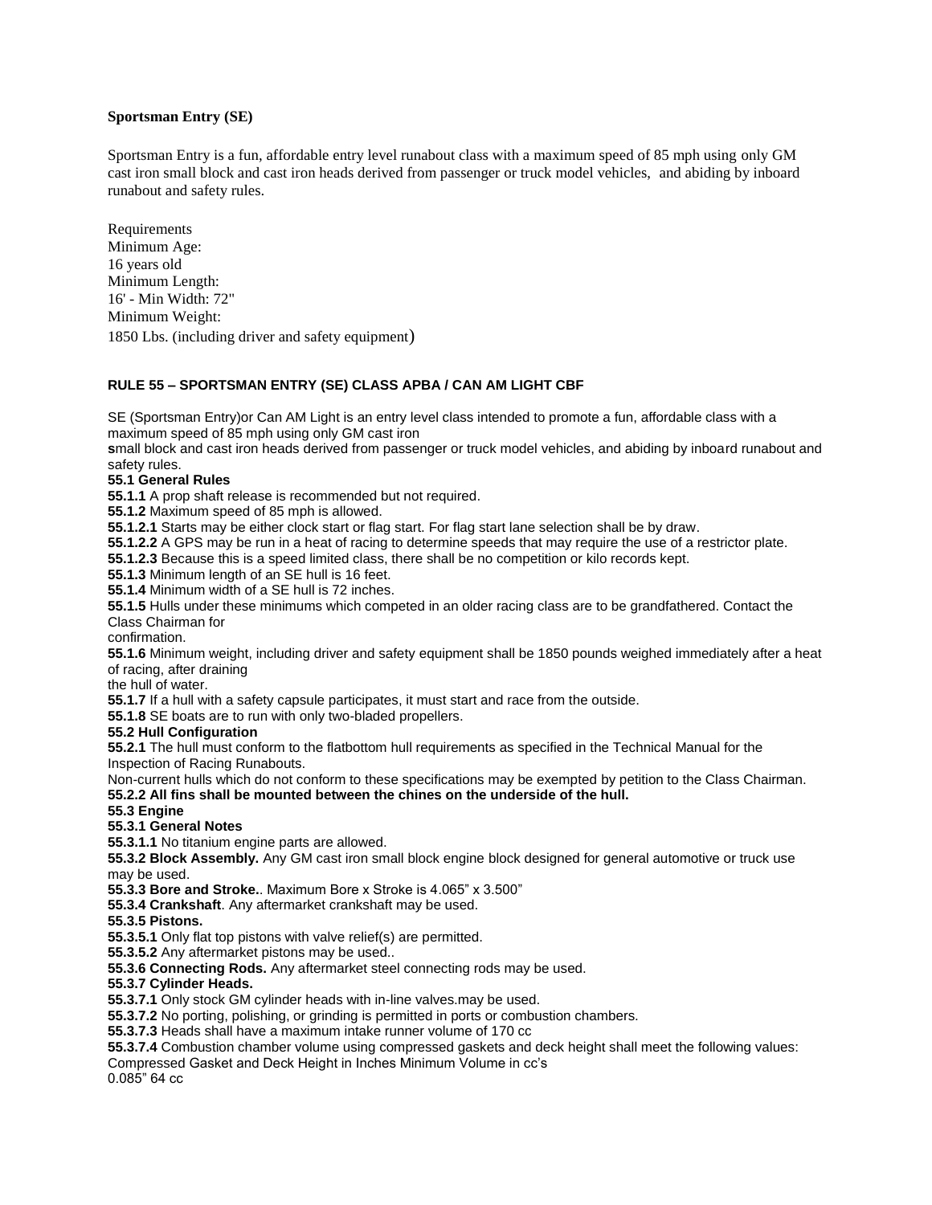**Sportsman Entry (SE)**

Sportsman Entry is a fun, affordable entry level runabout class with a maximum speed of 85 mph using only GM cast iron small block and cast iron heads derived from passenger or truck model vehicles, and abiding by inboard runabout and safety rules.

Requirements
Minimum Age:
16 years old
Minimum Length:
16' - Min Width: 72"
Minimum Weight:
1850 Lbs. (including driver and safety equipment)

**RULE 55 – SPORTSMAN ENTRY (SE) CLASS APBA / CAN AM LIGHT CBF**

SE (Sportsman Entry)or Can AM Light is an entry level class intended to promote a fun, affordable class with a maximum speed of 85 mph using only GM cast iron
**s**mall block and cast iron heads derived from passenger or truck model vehicles, and abiding by inboard runabout and safety rules.

**55.1 General Rules**

**55.1.1** A prop shaft release is recommended but not required.

**55.1.2** Maximum speed of 85 mph is allowed.

**55.1.2.1** Starts may be either clock start or flag start. For flag start lane selection shall be by draw.

**55.1.2.2** A GPS may be run in a heat of racing to determine speeds that may require the use of a restrictor plate.

**55.1.2.3** Because this is a speed limited class, there shall be no competition or kilo records kept.

**55.1.3** Minimum length of an SE hull is 16 feet.

**55.1.4** Minimum width of a SE hull is 72 inches.

**55.1.5** Hulls under these minimums which competed in an older racing class are to be grandfathered. Contact the Class Chairman for
confirmation.

**55.1.6** Minimum weight, including driver and safety equipment shall be 1850 pounds weighed immediately after a heat of racing, after draining
the hull of water.

**55.1.7** If a hull with a safety capsule participates, it must start and race from the outside.

**55.1.8** SE boats are to run with only two-bladed propellers.

**55.2 Hull Configuration**

**55.2.1** The hull must conform to the flatbottom hull requirements as specified in the Technical Manual for the Inspection of Racing Runabouts.
Non-current hulls which do not conform to these specifications may be exempted by petition to the Class Chairman.

**55.2.2 All fins shall be mounted between the chines on the underside of the hull.**

**55.3 Engine**

**55.3.1 General Notes**

**55.3.1.1** No titanium engine parts are allowed.

**55.3.2 Block Assembly.** Any GM cast iron small block engine block designed for general automotive or truck use may be used.

**55.3.3 Bore and Stroke.**. Maximum Bore x Stroke is 4.065" x 3.500"

**55.3.4 Crankshaft**. Any aftermarket crankshaft may be used.

**55.3.5 Pistons.**

**55.3.5.1** Only flat top pistons with valve relief(s) are permitted.

**55.3.5.2** Any aftermarket pistons may be used..

**55.3.6 Connecting Rods.** Any aftermarket steel connecting rods may be used.

**55.3.7 Cylinder Heads.**

**55.3.7.1** Only stock GM cylinder heads with in-line valves.may be used.

**55.3.7.2** No porting, polishing, or grinding is permitted in ports or combustion chambers.

**55.3.7.3** Heads shall have a maximum intake runner volume of 170 cc

**55.3.7.4** Combustion chamber volume using compressed gaskets and deck height shall meet the following values:

| Compressed Gasket and Deck Height in Inches | Minimum Volume in cc's |
| --- | --- |
| 0.085" | 64 cc |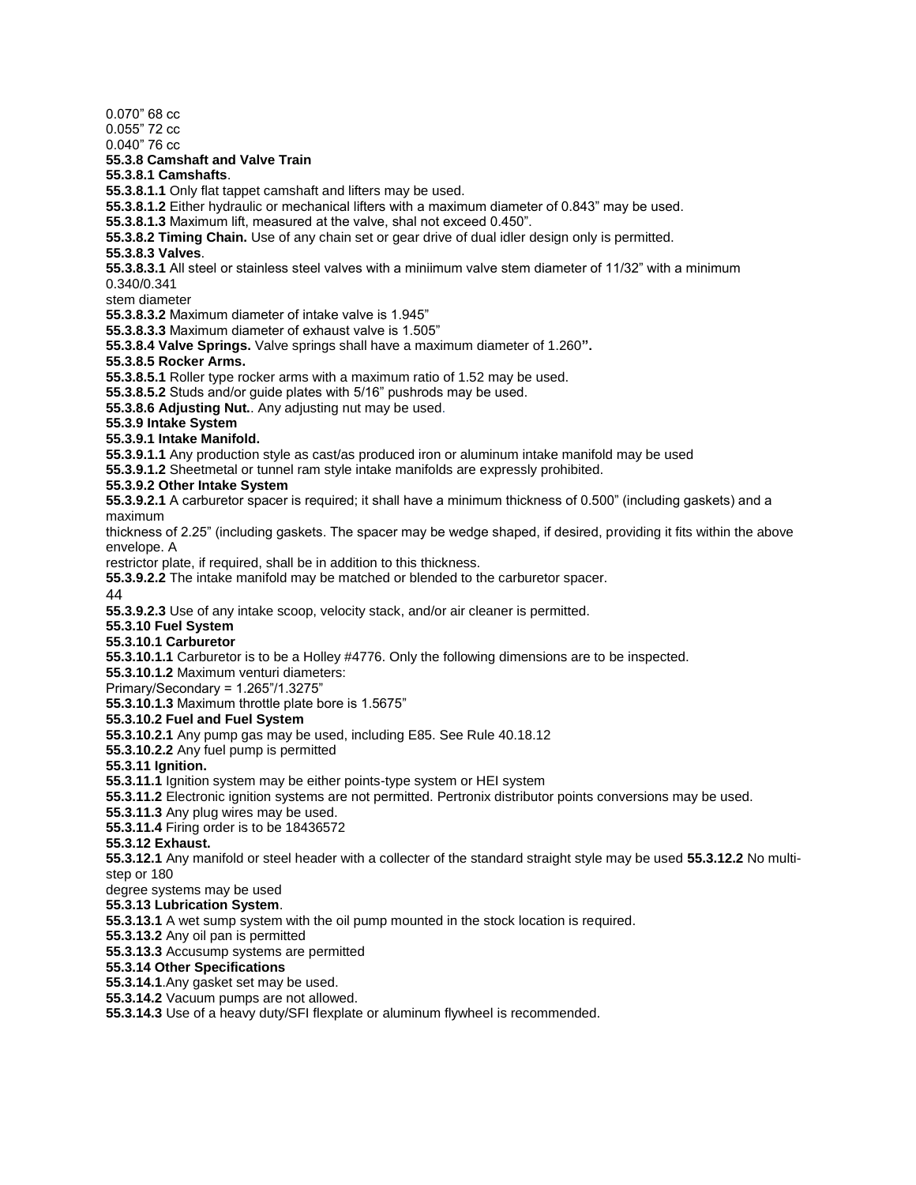0.070" 68 cc
0.055" 72 cc
0.040" 76 cc

**55.3.8 Camshaft and Valve Train**

**55.3.8.1 Camshafts**.

**55.3.8.1.1** Only flat tappet camshaft and lifters may be used.

**55.3.8.1.2** Either hydraulic or mechanical lifters with a maximum diameter of 0.843" may be used.

**55.3.8.1.3** Maximum lift, measured at the valve, shal not exceed 0.450".

**55.3.8.2 Timing Chain.** Use of any chain set or gear drive of dual idler design only is permitted.

**55.3.8.3 Valves**.

**55.3.8.3.1** All steel or stainless steel valves with a miniimum valve stem diameter of 11/32" with a minimum 0.340/0.341 stem diameter

**55.3.8.3.2** Maximum diameter of intake valve is 1.945"

**55.3.8.3.3** Maximum diameter of exhaust valve is 1.505"

**55.3.8.4 Valve Springs.** Valve springs shall have a maximum diameter of 1.260**".**

**55.3.8.5 Rocker Arms.**

**55.3.8.5.1** Roller type rocker arms with a maximum ratio of 1.52 may be used.

**55.3.8.5.2** Studs and/or guide plates with 5/16" pushrods may be used.

**55.3.8.6 Adjusting Nut.**. Any adjusting nut may be used.

**55.3.9 Intake System**

**55.3.9.1 Intake Manifold.**

**55.3.9.1.1** Any production style as cast/as produced iron or aluminum intake manifold may be used

**55.3.9.1.2** Sheetmetal or tunnel ram style intake manifolds are expressly prohibited.

**55.3.9.2 Other Intake System**

**55.3.9.2.1** A carburetor spacer is required; it shall have a minimum thickness of 0.500" (including gaskets) and a maximum thickness of 2.25" (including gaskets. The spacer may be wedge shaped, if desired, providing it fits within the above envelope. A restrictor plate, if required, shall be in addition to this thickness.

**55.3.9.2.2** The intake manifold may be matched or blended to the carburetor spacer.

**55.3.9.2.3** Use of any intake scoop, velocity stack, and/or air cleaner is permitted.

**55.3.10 Fuel System**

**55.3.10.1 Carburetor**

**55.3.10.1.1** Carburetor is to be a Holley #4776. Only the following dimensions are to be inspected.

**55.3.10.1.2** Maximum venturi diameters:
Primary/Secondary = 1.265"/1.3275"

**55.3.10.1.3** Maximum throttle plate bore is 1.5675"

**55.3.10.2 Fuel and Fuel System**

**55.3.10.2.1** Any pump gas may be used, including E85. See Rule 40.18.12

**55.3.10.2.2** Any fuel pump is permitted

**55.3.11 Ignition.**

**55.3.11.1** Ignition system may be either points-type system or HEI system

**55.3.11.2** Electronic ignition systems are not permitted. Pertronix distributor points conversions may be used.

**55.3.11.3** Any plug wires may be used.

**55.3.11.4** Firing order is to be 18436572

**55.3.12 Exhaust.**

**55.3.12.1** Any manifold or steel header with a collecter of the standard straight style may be used **55.3.12.2** No multi-step or 180 degree systems may be used

**55.3.13 Lubrication System**.

**55.3.13.1** A wet sump system with the oil pump mounted in the stock location is required.

**55.3.13.2** Any oil pan is permitted

**55.3.13.3** Accusump systems are permitted

**55.3.14 Other Specifications**

**55.3.14.1**.Any gasket set may be used.

**55.3.14.2** Vacuum pumps are not allowed.

**55.3.14.3** Use of a heavy duty/SFI flexplate or aluminum flywheel is recommended.